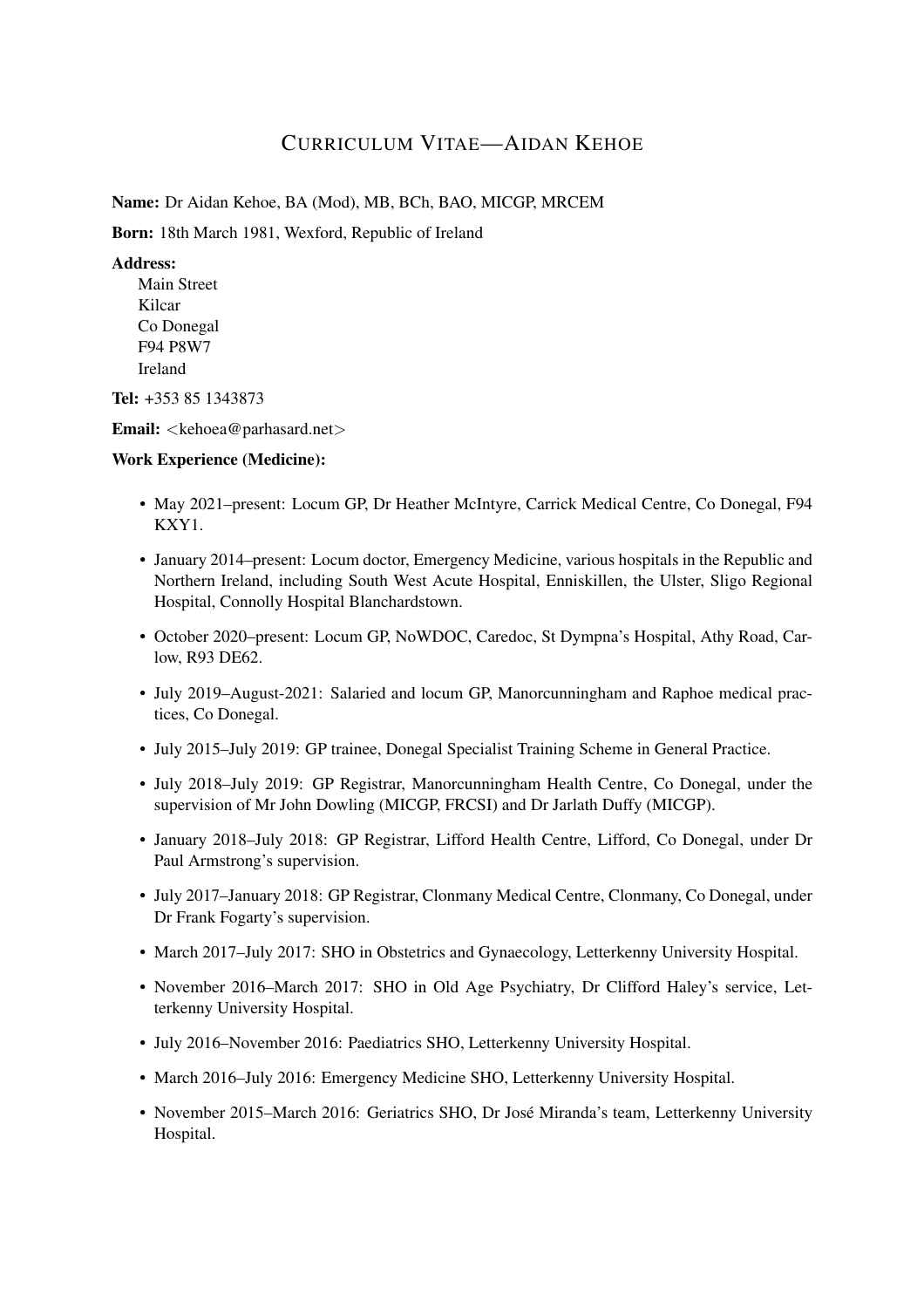# Curriculum Vitae—Aidan Kehoe

**Name:** Dr Aidan Kehoe, BA (Mod), MB, BCh, BAO, MICGP, MRCEM

**Born:** 18th March 1981, Wexford, Republic of Ireland

**Address:**
Main Street
Kilcar
Co Donegal
F94 P8W7
Ireland

**Tel:** +353 85 1343873

**Email:** <kehoea@parhasard.net>

**Work Experience (Medicine):**

- May 2021–present: Locum GP, Dr Heather McIntyre, Carrick Medical Centre, Co Donegal, F94 KXY1.
- January 2014–present: Locum doctor, Emergency Medicine, various hospitals in the Republic and Northern Ireland, including South West Acute Hospital, Enniskillen, the Ulster, Sligo Regional Hospital, Connolly Hospital Blanchardstown.
- October 2020–present: Locum GP, NoWDOC, Caredoc, St Dympna's Hospital, Athy Road, Carlow, R93 DE62.
- July 2019–August-2021: Salaried and locum GP, Manorcunningham and Raphoe medical practices, Co Donegal.
- July 2015–July 2019: GP trainee, Donegal Specialist Training Scheme in General Practice.
- July 2018–July 2019: GP Registrar, Manorcunningham Health Centre, Co Donegal, under the supervision of Mr John Dowling (MICGP, FRCSI) and Dr Jarlath Duffy (MICGP).
- January 2018–July 2018: GP Registrar, Lifford Health Centre, Lifford, Co Donegal, under Dr Paul Armstrong's supervision.
- July 2017–January 2018: GP Registrar, Clonmany Medical Centre, Clonmany, Co Donegal, under Dr Frank Fogarty's supervision.
- March 2017–July 2017: SHO in Obstetrics and Gynaecology, Letterkenny University Hospital.
- November 2016–March 2017: SHO in Old Age Psychiatry, Dr Clifford Haley's service, Letterkenny University Hospital.
- July 2016–November 2016: Paediatrics SHO, Letterkenny University Hospital.
- March 2016–July 2016: Emergency Medicine SHO, Letterkenny University Hospital.
- November 2015–March 2016: Geriatrics SHO, Dr José Miranda's team, Letterkenny University Hospital.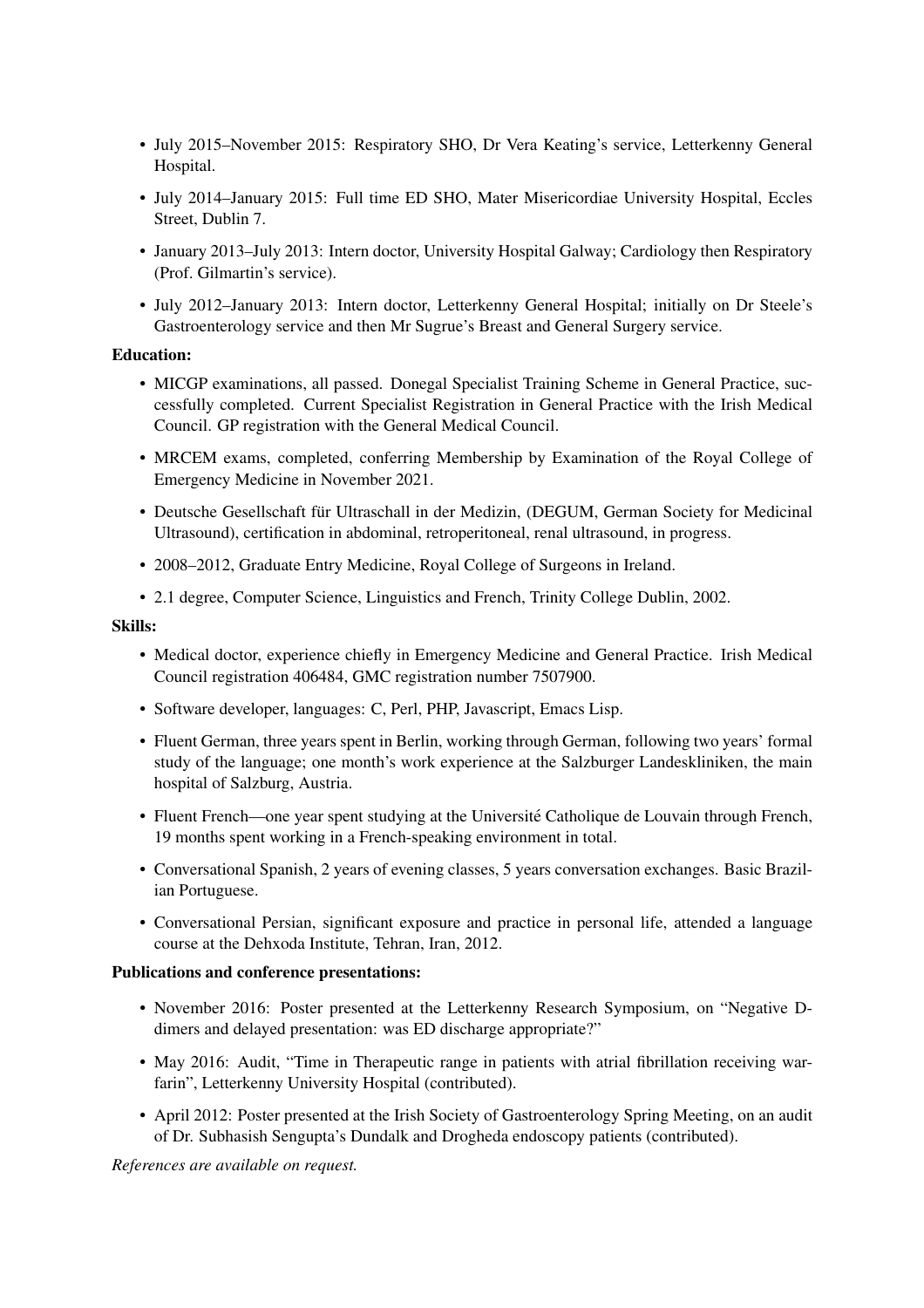- July 2015–November 2015: Respiratory SHO, Dr Vera Keating's service, Letterkenny General Hospital.
- July 2014–January 2015: Full time ED SHO, Mater Misericordiae University Hospital, Eccles Street, Dublin 7.
- January 2013–July 2013: Intern doctor, University Hospital Galway; Cardiology then Respiratory (Prof. Gilmartin's service).
- July 2012–January 2013: Intern doctor, Letterkenny General Hospital; initially on Dr Steele's Gastroenterology service and then Mr Sugrue's Breast and General Surgery service.

**Education:**

- MICGP examinations, all passed. Donegal Specialist Training Scheme in General Practice, successfully completed. Current Specialist Registration in General Practice with the Irish Medical Council. GP registration with the General Medical Council.
- MRCEM exams, completed, conferring Membership by Examination of the Royal College of Emergency Medicine in November 2021.
- Deutsche Gesellschaft für Ultraschall in der Medizin, (DEGUM, German Society for Medicinal Ultrasound), certification in abdominal, retroperitoneal, renal ultrasound, in progress.
- 2008–2012, Graduate Entry Medicine, Royal College of Surgeons in Ireland.
- 2.1 degree, Computer Science, Linguistics and French, Trinity College Dublin, 2002.

**Skills:**

- Medical doctor, experience chiefly in Emergency Medicine and General Practice. Irish Medical Council registration 406484, GMC registration number 7507900.
- Software developer, languages: C, Perl, PHP, Javascript, Emacs Lisp.
- Fluent German, three years spent in Berlin, working through German, following two years' formal study of the language; one month's work experience at the Salzburger Landeskliniken, the main hospital of Salzburg, Austria.
- Fluent French—one year spent studying at the Université Catholique de Louvain through French, 19 months spent working in a French-speaking environment in total.
- Conversational Spanish, 2 years of evening classes, 5 years conversation exchanges. Basic Brazilian Portuguese.
- Conversational Persian, significant exposure and practice in personal life, attended a language course at the Dehxoda Institute, Tehran, Iran, 2012.

**Publications and conference presentations:**

- November 2016: Poster presented at the Letterkenny Research Symposium, on "Negative D-dimers and delayed presentation: was ED discharge appropriate?"
- May 2016: Audit, "Time in Therapeutic range in patients with atrial fibrillation receiving warfarin", Letterkenny University Hospital (contributed).
- April 2012: Poster presented at the Irish Society of Gastroenterology Spring Meeting, on an audit of Dr. Subhasish Sengupta's Dundalk and Drogheda endoscopy patients (contributed).

*References are available on request.*